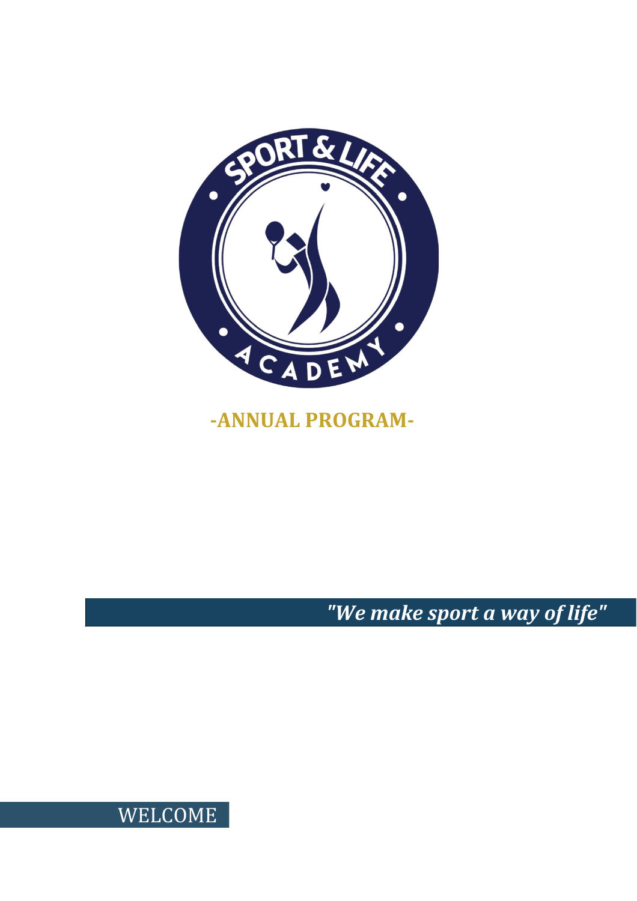SPORT & LIFE ACADEMY

# -ANNUAL PROGRAM-

*"We make sport a way of life"*

## WELCOME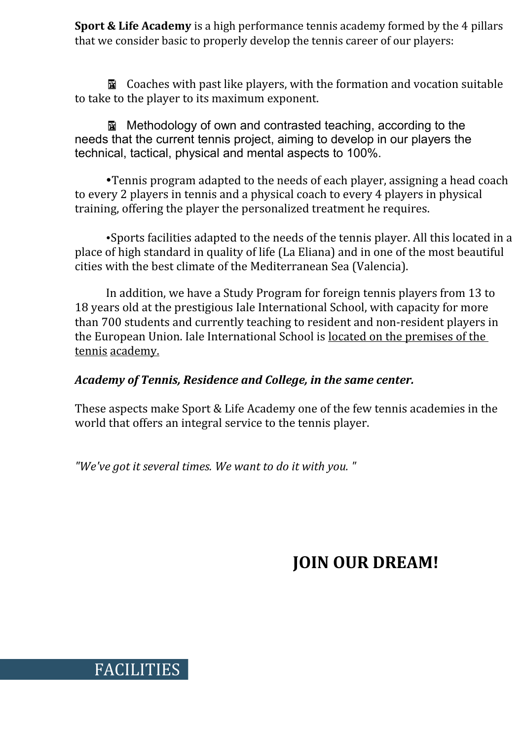**Sport & Life Academy** is a high performance tennis academy formed by the 4 pillars that we consider basic to properly develop the tennis career of our players:

- Coaches with past like players, with the formation and vocation suitable to take to the player to its maximum exponent.

- Methodology of own and contrasted teaching, according to the needs that the current tennis project, aiming to develop in our players the technical, tactical, physical and mental aspects to 100%.

- Tennis program adapted to the needs of each player, assigning a head coach to every 2 players in tennis and a physical coach to every 4 players in physical training, offering the player the personalized treatment he requires.

- Sports facilities adapted to the needs of the tennis player. All this located in a place of high standard in quality of life (La Eliana) and in one of the most beautiful cities with the best climate of the Mediterranean Sea (Valencia).

In addition, we have a Study Program for foreign tennis players from 13 to 18 years old at the prestigious Iale International School, with capacity for more than 700 students and currently teaching to resident and non-resident players in the European Union. Iale International School is located on the premises of the tennis academy.

***Academy of Tennis, Residence and College, in the same center.***

These aspects make Sport & Life Academy one of the few tennis academies in the world that offers an integral service to the tennis player.

*"We've got it several times. We want to do it with you. "*

**JOIN OUR DREAM!**

## FACILITIES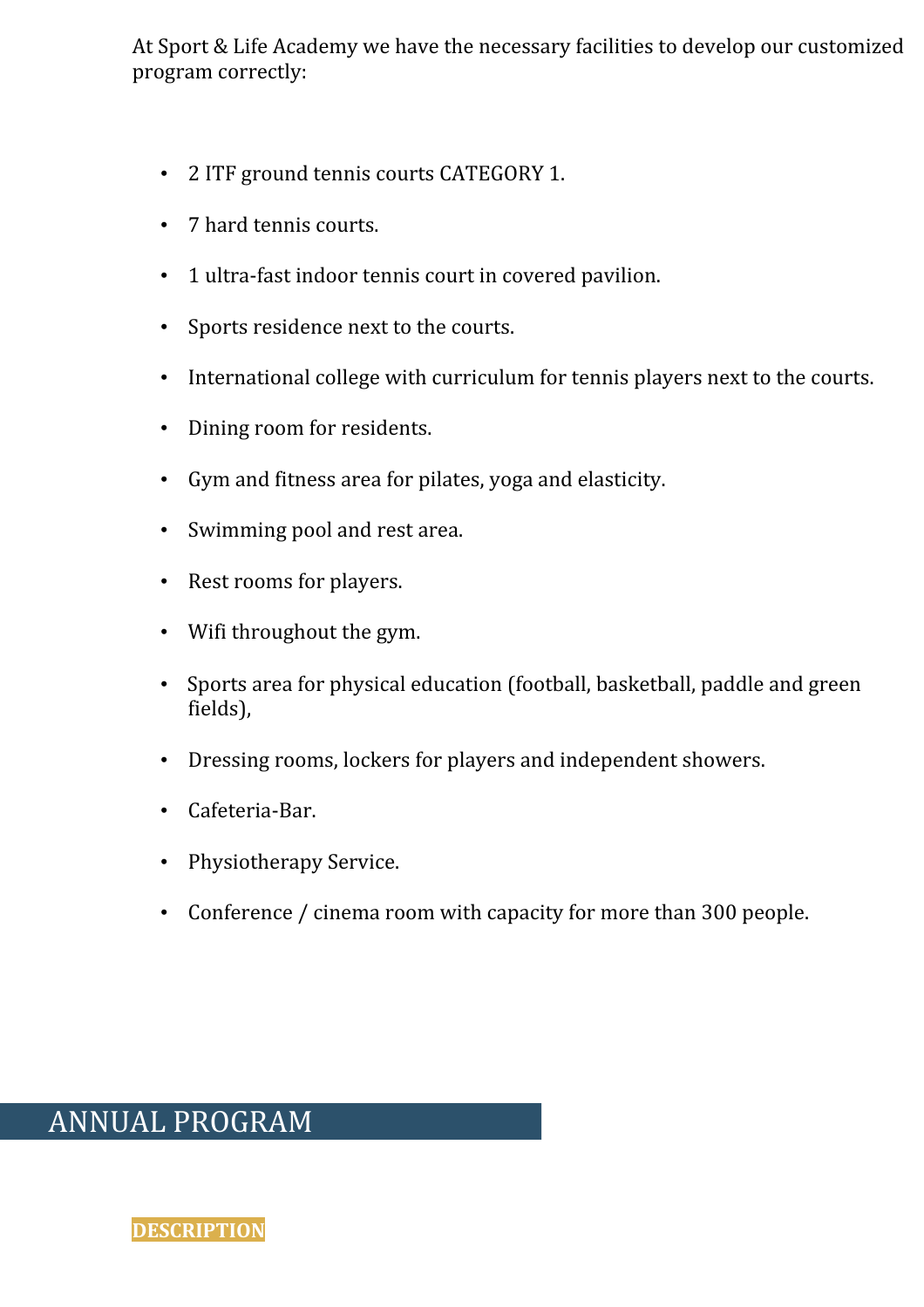At Sport & Life Academy we have the necessary facilities to develop our customized program correctly:

- 2 ITF ground tennis courts CATEGORY 1.
- 7 hard tennis courts.
- 1 ultra-fast indoor tennis court in covered pavilion.
- Sports residence next to the courts.
- International college with curriculum for tennis players next to the courts.
- Dining room for residents.
- Gym and fitness area for pilates, yoga and elasticity.
- Swimming pool and rest area.
- Rest rooms for players.
- Wifi throughout the gym.
- Sports area for physical education (football, basketball, paddle and green fields),
- Dressing rooms, lockers for players and independent showers.
- Cafeteria-Bar.
- Physiotherapy Service.
- Conference / cinema room with capacity for more than 300 people.

## ANNUAL PROGRAM

**DESCRIPTION**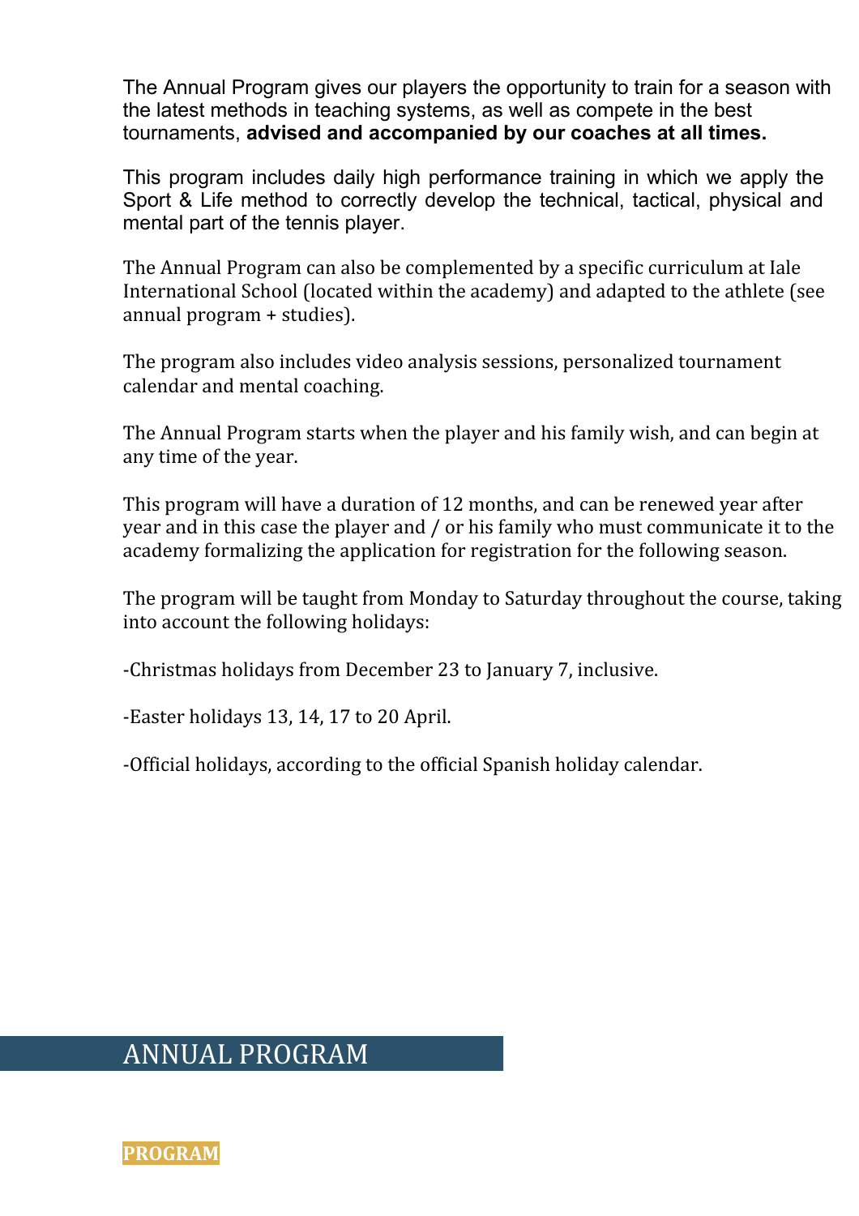The Annual Program gives our players the opportunity to train for a season with the latest methods in teaching systems, as well as compete in the best tournaments, **advised and accompanied by our coaches at all times.**

This program includes daily high performance training in which we apply the Sport & Life method to correctly develop the technical, tactical, physical and mental part of the tennis player.

The Annual Program can also be complemented by a specific curriculum at Iale International School (located within the academy) and adapted to the athlete (see annual program + studies).

The program also includes video analysis sessions, personalized tournament calendar and mental coaching.

The Annual Program starts when the player and his family wish, and can begin at any time of the year.

This program will have a duration of 12 months, and can be renewed year after year and in this case the player and / or his family who must communicate it to the academy formalizing the application for registration for the following season.

The program will be taught from Monday to Saturday throughout the course, taking into account the following holidays:

-Christmas holidays from December 23 to January 7, inclusive.

-Easter holidays 13, 14, 17 to 20 April.

-Official holidays, according to the official Spanish holiday calendar.

## ANNUAL PROGRAM

**PROGRAM**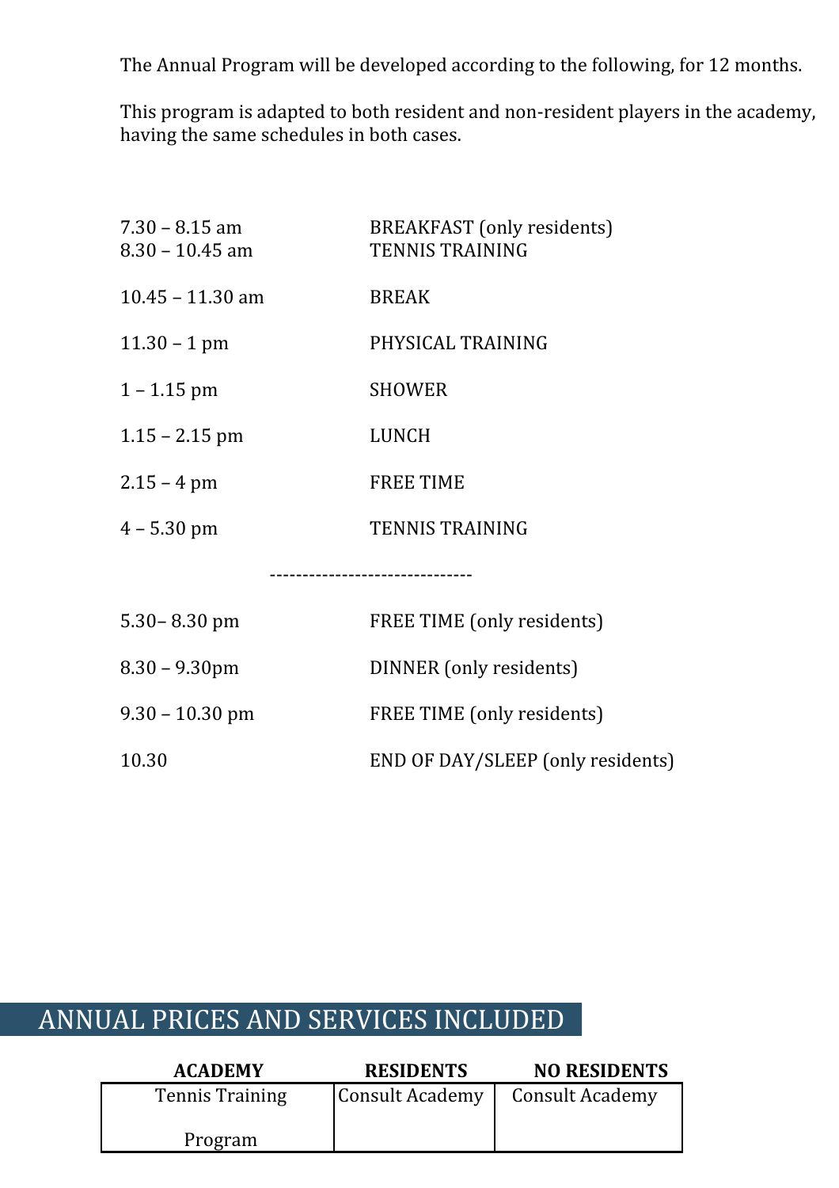The Annual Program will be developed according to the following, for 12 months.

This program is adapted to both resident and non-resident players in the academy, having the same schedules in both cases.

| | |
|---|---|
| 7.30 – 8.15 am | BREAKFAST (only residents) |
| 8.30 – 10.45 am | TENNIS TRAINING |
| 10.45 – 11.30 am | BREAK |
| 11.30 – 1 pm | PHYSICAL TRAINING |
| 1 – 1.15 pm | SHOWER |
| 1.15 – 2.15 pm | LUNCH |
| 2.15 – 4 pm | FREE TIME |
| 4 – 5.30 pm | TENNIS TRAINING |

-------------------------------

| | |
|---|---|
| 5.30– 8.30 pm | FREE TIME (only residents) |
| 8.30 – 9.30pm | DINNER (only residents) |
| 9.30 – 10.30 pm | FREE TIME (only residents) |
| 10.30 | END OF DAY/SLEEP (only residents) |

## ANNUAL PRICES AND SERVICES INCLUDED

| ACADEMY | RESIDENTS | NO RESIDENTS |
|---|---|---|
| Tennis Training Program | Consult Academy | Consult Academy |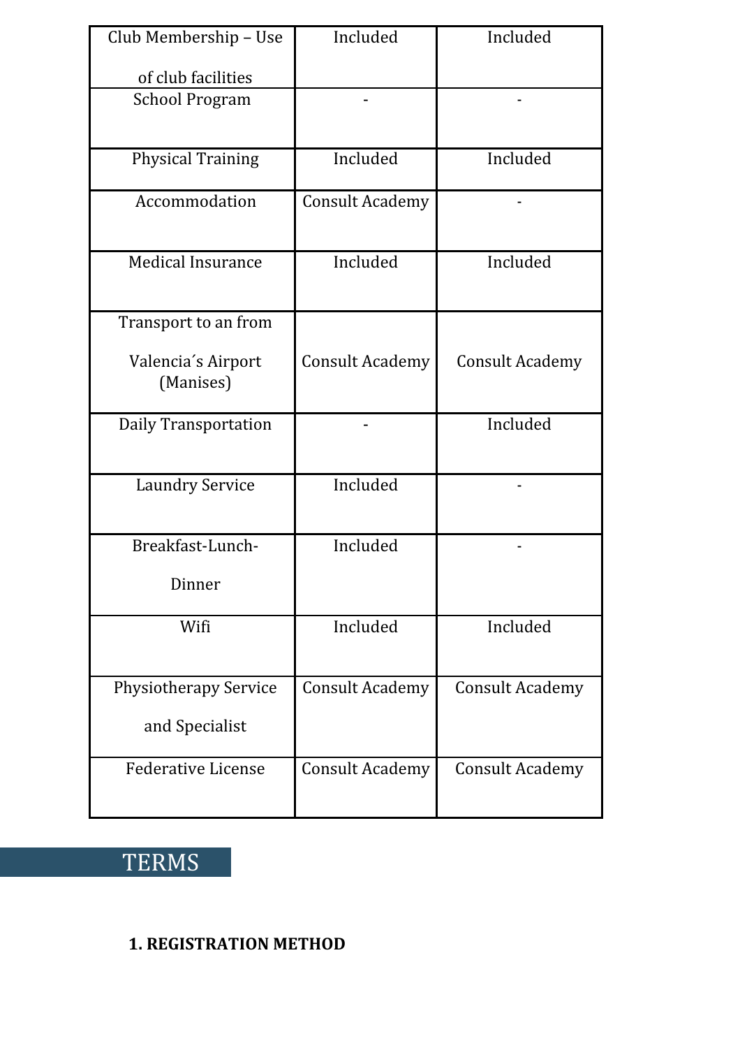| Club Membership – Use of club facilities | Included | Included |
|---|---|---|
| School Program | - | - |
| Physical Training | Included | Included |
| Accommodation | Consult Academy | - |
| Medical Insurance | Included | Included |
| Transport to an from Valencia´s Airport (Manises) | Consult Academy | Consult Academy |
| Daily Transportation | - | Included |
| Laundry Service | Included | - |
| Breakfast-Lunch-Dinner | Included | - |
| Wifi | Included | Included |
| Physiotherapy Service and Specialist | Consult Academy | Consult Academy |
| Federative License | Consult Academy | Consult Academy |

## TERMS

**1. REGISTRATION METHOD**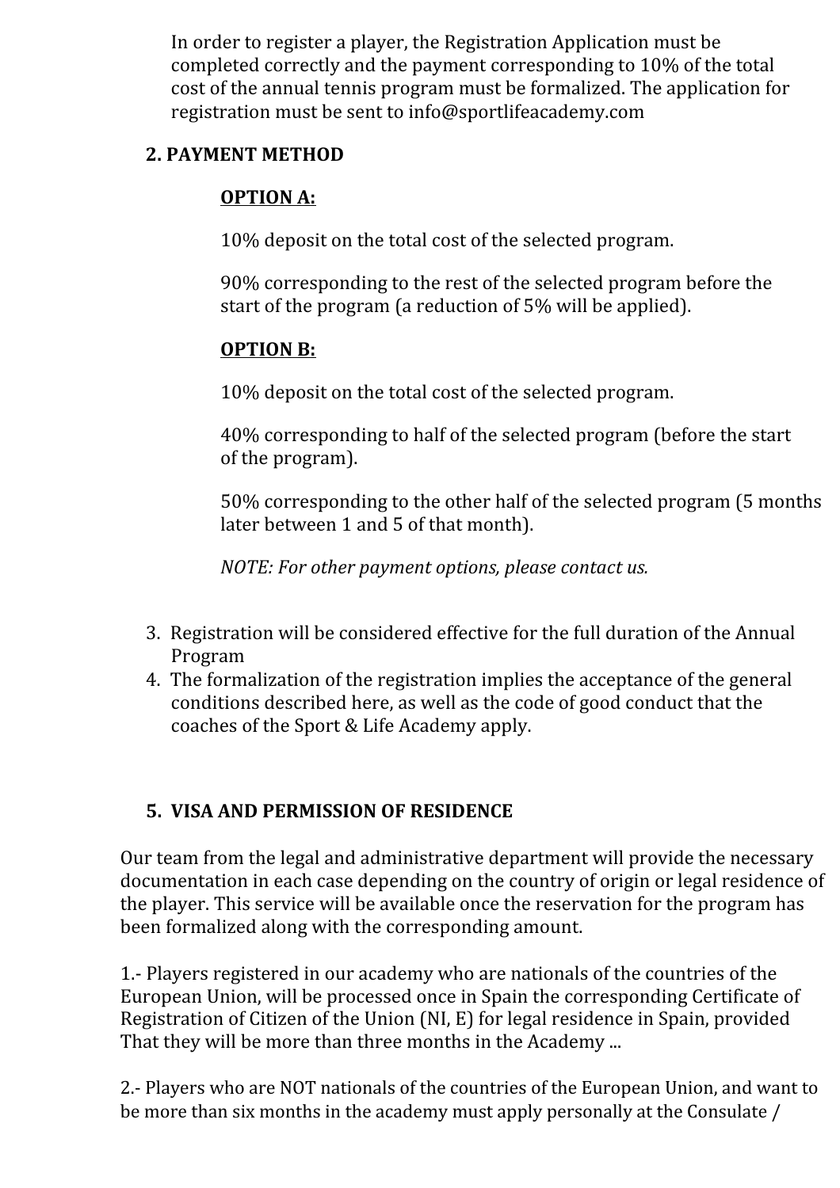In order to register a player, the Registration Application must be completed correctly and the payment corresponding to 10% of the total cost of the annual tennis program must be formalized. The application for registration must be sent to info@sportlifeacademy.com

**2. PAYMENT METHOD**

**<u>OPTION A:</u>**

10% deposit on the total cost of the selected program.

90% corresponding to the rest of the selected program before the start of the program (a reduction of 5% will be applied).

**<u>OPTION B:</u>**

10% deposit on the total cost of the selected program.

40% corresponding to half of the selected program (before the start of the program).

50% corresponding to the other half of the selected program (5 months later between 1 and 5 of that month).

*NOTE: For other payment options, please contact us.*

3. Registration will be considered effective for the full duration of the Annual Program
4. The formalization of the registration implies the acceptance of the general conditions described here, as well as the code of good conduct that the coaches of the Sport & Life Academy apply.

**5. VISA AND PERMISSION OF RESIDENCE**

Our team from the legal and administrative department will provide the necessary documentation in each case depending on the country of origin or legal residence of the player. This service will be available once the reservation for the program has been formalized along with the corresponding amount.

1.- Players registered in our academy who are nationals of the countries of the European Union, will be processed once in Spain the corresponding Certificate of Registration of Citizen of the Union (NI, E) for legal residence in Spain, provided That they will be more than three months in the Academy ...

2.- Players who are NOT nationals of the countries of the European Union, and want to be more than six months in the academy must apply personally at the Consulate /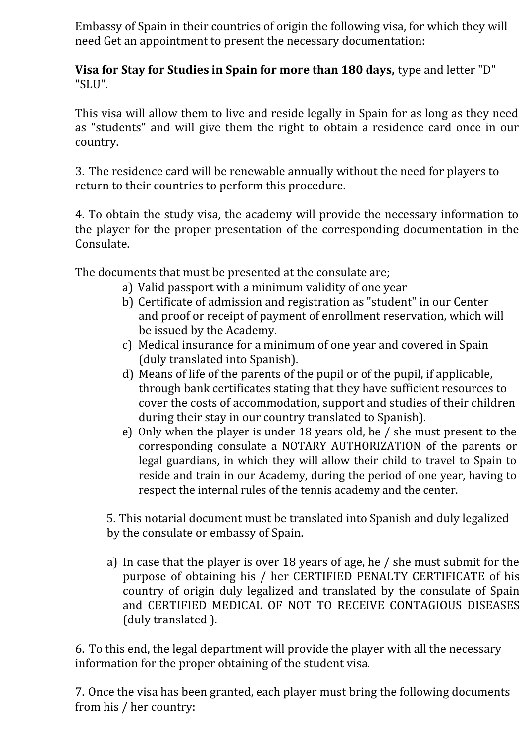Embassy of Spain in their countries of origin the following visa, for which they will need Get an appointment to present the necessary documentation:

**Visa for Stay for Studies in Spain for more than 180 days,** type and letter "D" "SLU".

This visa will allow them to live and reside legally in Spain for as long as they need as "students" and will give them the right to obtain a residence card once in our country.

3. The residence card will be renewable annually without the need for players to return to their countries to perform this procedure.

4. To obtain the study visa, the academy will provide the necessary information to the player for the proper presentation of the corresponding documentation in the Consulate.

The documents that must be presented at the consulate are;

a) Valid passport with a minimum validity of one year
b) Certificate of admission and registration as "student" in our Center and proof or receipt of payment of enrollment reservation, which will be issued by the Academy.
c) Medical insurance for a minimum of one year and covered in Spain (duly translated into Spanish).
d) Means of life of the parents of the pupil or of the pupil, if applicable, through bank certificates stating that they have sufficient resources to cover the costs of accommodation, support and studies of their children during their stay in our country translated to Spanish).
e) Only when the player is under 18 years old, he / she must present to the corresponding consulate a NOTARY AUTHORIZATION of the parents or legal guardians, in which they will allow their child to travel to Spain to reside and train in our Academy, during the period of one year, having to respect the internal rules of the tennis academy and the center.

5. This notarial document must be translated into Spanish and duly legalized by the consulate or embassy of Spain.

a) In case that the player is over 18 years of age, he / she must submit for the purpose of obtaining his / her CERTIFIED PENALTY CERTIFICATE of his country of origin duly legalized and translated by the consulate of Spain and CERTIFIED MEDICAL OF NOT TO RECEIVE CONTAGIOUS DISEASES (duly translated ).

6. To this end, the legal department will provide the player with all the necessary information for the proper obtaining of the student visa.

7. Once the visa has been granted, each player must bring the following documents from his / her country: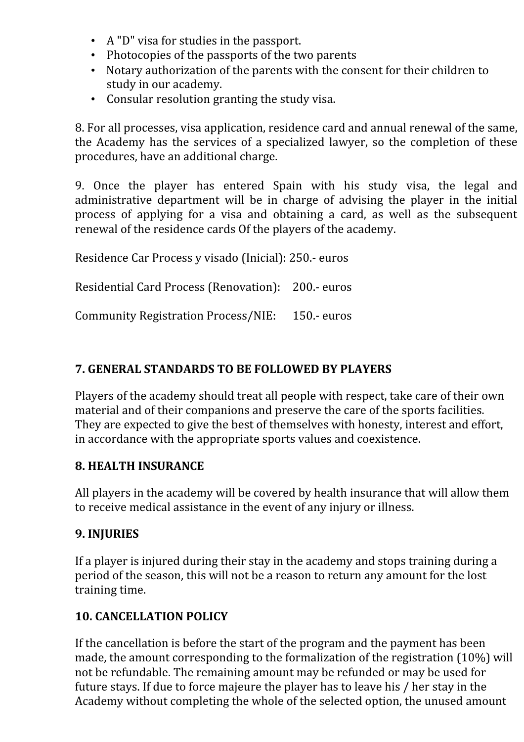- A "D" visa for studies in the passport.
- Photocopies of the passports of the two parents
- Notary authorization of the parents with the consent for their children to study in our academy.
- Consular resolution granting the study visa.

8. For all processes, visa application, residence card and annual renewal of the same, the Academy has the services of a specialized lawyer, so the completion of these procedures, have an additional charge.

9. Once the player has entered Spain with his study visa, the legal and administrative department will be in charge of advising the player in the initial process of applying for a visa and obtaining a card, as well as the subsequent renewal of the residence cards Of the players of the academy.

Residence Car Process y visado (Inicial): 250.- euros

Residential Card Process (Renovation): 200.- euros

Community Registration Process/NIE: 150.- euros

## 7. GENERAL STANDARDS TO BE FOLLOWED BY PLAYERS

Players of the academy should treat all people with respect, take care of their own material and of their companions and preserve the care of the sports facilities. They are expected to give the best of themselves with honesty, interest and effort, in accordance with the appropriate sports values and coexistence.

## 8. HEALTH INSURANCE

All players in the academy will be covered by health insurance that will allow them to receive medical assistance in the event of any injury or illness.

## 9. INJURIES

If a player is injured during their stay in the academy and stops training during a period of the season, this will not be a reason to return any amount for the lost training time.

## 10. CANCELLATION POLICY

If the cancellation is before the start of the program and the payment has been made, the amount corresponding to the formalization of the registration (10%) will not be refundable. The remaining amount may be refunded or may be used for future stays. If due to force majeure the player has to leave his / her stay in the Academy without completing the whole of the selected option, the unused amount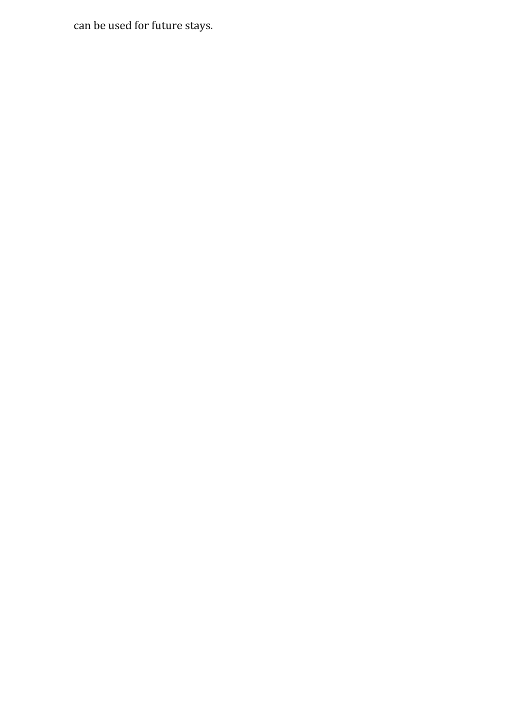can be used for future stays.